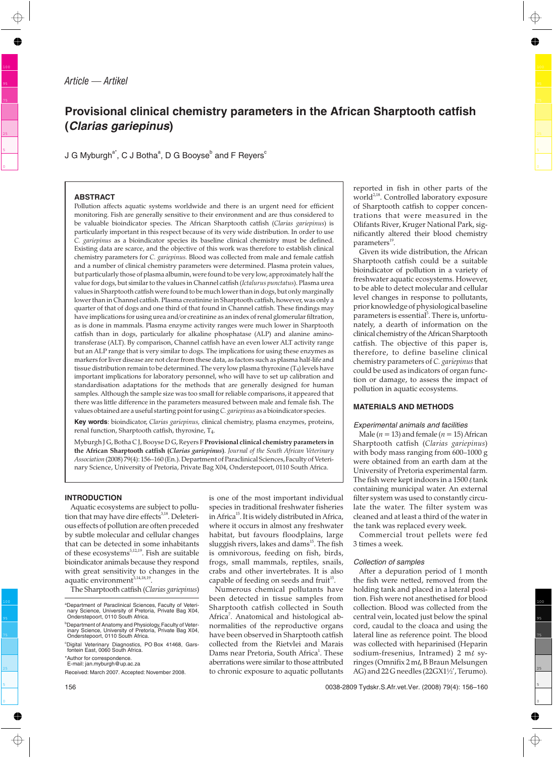Article — Artikel

# Provisional clinical chemistry parameters in the African Sharptooth catfish (*Clarias gariepinus*)

J G Myburgh[a*], C J Botha[a], D G Booyse[b] and F Reyers[c]

## ABSTRACT

Pollution affects aquatic systems worldwide and there is an urgent need for efficient monitoring. Fish are generally sensitive to their environment and are thus considered to be valuable bioindicator species. The African Sharptooth catfish (*Clarias gariepinus*) is particularly important in this respect because of its very wide distribution. In order to use *C. gariepinus* as a bioindicator species its baseline clinical chemistry must be defined. Existing data are scarce, and the objective of this work was therefore to establish clinical chemistry parameters for *C. gariepinus*. Blood was collected from male and female catfish and a number of clinical chemistry parameters were determined. Plasma protein values, but particularly those of plasma albumin, were found to be very low, approximately half the value for dogs, but similar to the values in Channel catfish (*Ictalurus punctatus*). Plasma urea values in Sharptooth catfish were found to be much lower than in dogs, but only marginally lower than in Channel catfish. Plasma creatinine in Sharptooth catfish, however, was only a quarter of that of dogs and one third of that found in Channel catfish. These findings may have implications for using urea and/or creatinine as an index of renal glomerular filtration, as is done in mammals. Plasma enzyme activity ranges were much lower in Sharptooth catfish than in dogs, particularly for alkaline phosphatase (ALP) and alanine aminotransferase (ALT). By comparison, Channel catfish have an even lower ALT activity range but an ALP range that is very similar to dogs. The implications for using these enzymes as markers for liver disease are not clear from these data, as factors such as plasma half-life and tissue distribution remain to be determined. The very low plasma thyroxine ($T_4$) levels have important implications for laboratory personnel, who will have to set up calibration and standardisation adaptations for the methods that are generally designed for human samples. Although the sample size was too small for reliable comparisons, it appeared that there was little difference in the parameters measured between male and female fish. The values obtained are a useful starting point for using *C. gariepinus* as a bioindicator species.

**Key words**: bioindicator, *Clarias gariepinus*, clinical chemistry, plasma enzymes, proteins, renal function, Sharptooth catfish, thyroxine, $T_4$.

Myburgh J G, Botha C J, Booyse D G, Reyers F **Provisional clinical chemistry parameters in the African Sharptooth catfish (*Clarias gariepinus*)**. *Journal of the South African Veterinary Association* (2008) 79(4): 156–160 (En.). Department of Paraclinical Sciences, Faculty of Veterinary Science, University of Pretoria, Private Bag X04, Onderstepoort, 0110 South Africa.

## INTRODUCTION

Aquatic ecosystems are subject to pollution that may have dire effects[3,18]. Deleterious effects of pollution are often preceded by subtle molecular and cellular changes that can be detected in some inhabitants of these ecosystems[5,12,19]. Fish are suitable bioindicator animals because they respond with great sensitivity to changes in the aquatic environment[3,14,18,19].

The Sharptooth catfish (*Clarias gariepinus*) is one of the most important individual species in traditional freshwater fisheries in Africa[15]. It is widely distributed in Africa, where it occurs in almost any freshwater habitat, but favours floodplains, large sluggish rivers, lakes and dams[15]. The fish is omnivorous, feeding on fish, birds, frogs, small mammals, reptiles, snails, crabs and other invertebrates. It is also capable of feeding on seeds and fruit[15].

Numerous chemical pollutants have been detected in tissue samples from Sharptooth catfish collected in South Africa[7]. Anatomical and histological abnormalities of the reproductive organs have been observed in Sharptooth catfish collected from the Rietvlei and Marais Dams near Pretoria, South Africa[1]. These aberrations were similar to those attributed to chronic exposure to aquatic pollutants reported in fish in other parts of the world[2,18]. Controlled laboratory exposure of Sharptooth catfish to copper concentrations that were measured in the Olifants River, Kruger National Park, significantly altered their blood chemistry parameters[19].

Given its wide distribution, the African Sharptooth catfish could be a suitable bioindicator of pollution in a variety of freshwater aquatic ecosystems. However, to be able to detect molecular and cellular level changes in response to pollutants, prior knowledge of physiological baseline parameters is essential[5]. There is, unfortunately, a dearth of information on the clinical chemistry of the African Sharptooth catfish. The objective of this paper is, therefore, to define baseline clinical chemistry parameters of *C. gariepinus* that could be used as indicators of organ function or damage, to assess the impact of pollution in aquatic ecosystems.

## MATERIALS AND METHODS

### Experimental animals and facilities

Male ($n = 13$) and female ($n = 15$) African Sharptooth catfish (*Clarias gariepinus*) with body mass ranging from 600–1000 g were obtained from an earth dam at the University of Pretoria experimental farm. The fish were kept indoors in a 1500 ℓ tank containing municipal water. An external filter system was used to constantly circulate the water. The filter system was cleaned and at least a third of the water in the tank was replaced every week.

Commercial trout pellets were fed 3 times a week.

### Collection of samples

After a depuration period of 1 month the fish were netted, removed from the holding tank and placed in a lateral position. Fish were not anesthetised for blood collection. Blood was collected from the central vein, located just below the spinal cord, caudal to the cloaca and using the lateral line as reference point. The blood was collected with heparinised (Heparin sodium-fresenius, Intramed) 2 mℓ syringes (Omnifix 2 mℓ, B Braun Melsungen AG) and 22 G needles (22GX1½′, Terumo).

[a]Department of Paraclinical Sciences, Faculty of Veterinary Science, University of Pretoria, Private Bag X04, Onderstepoort, 0110 South Africa.

[b]Department of Anatomy and Physiology, Faculty of Veterinary Science, University of Pretoria, Private Bag X04, Onderstepoort, 0110 South Africa.

[c]Digital Veterinary Diagnostics, PO Box 41468, Garsfontein East, 0060 South Africa.

*Author for correspondence. E-mail: jan.myburgh@up.ac.za

Received: March 2007. Accepted: November 2008.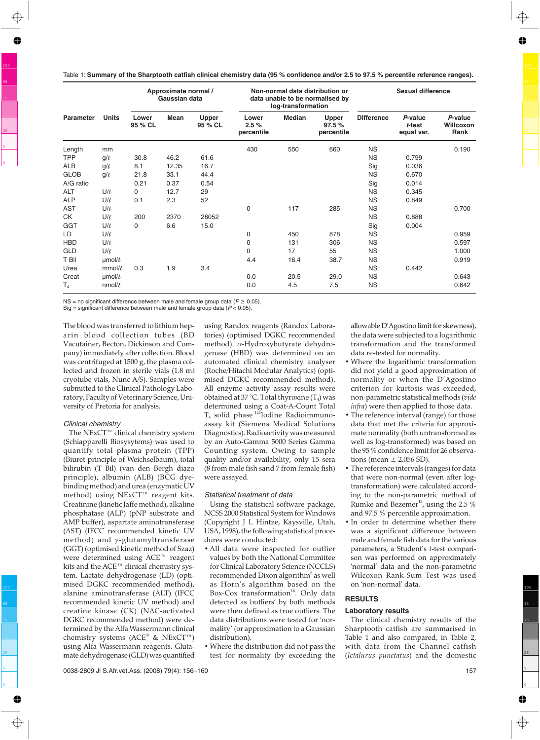Table 1: **Summary of the Sharptooth catfish clinical chemistry data (95 % confidence and/or 2.5 to 97.5 % percentile reference ranges).**

| Parameter | Units | Approximate normal / Gaussian data | | | Non-normal data distribution or data unable to be normalised by log-transformation | | | Sexual difference | | |
|---|---|---|---|---|---|---|---|---|---|---|
| | | Lower 95 % CL | Mean | Upper 95 % CL | Lower 2.5 % percentile | Median | Upper 97.5 % percentile | Difference | *P*-value *t*-test equal var. | *P*-value Willcoxon Rank |
| Length | mm | | | | 430 | 550 | 660 | NS | | 0.190 |
| TPP | g/ℓ | 30.8 | 46.2 | 61.6 | | | | NS | 0.799 | |
| ALB | g/ℓ | 8.1 | 12.35 | 16.7 | | | | Sig | 0.036 | |
| GLOB | g/ℓ | 21.8 | 33.1 | 44.4 | | | | NS | 0.670 | |
| A/G ratio | | 0.21 | 0.37 | 0.54 | | | | Sig | 0.014 | |
| ALT | U/ℓ | 0 | 12.7 | 29 | | | | NS | 0.345 | |
| ALP | U/ℓ | 0.1 | 2.3 | 52 | | | | NS | 0.849 | |
| AST | U/ℓ | | | | 0 | 117 | 285 | NS | | 0.700 |
| CK | U/ℓ | 200 | 2370 | 28052 | | | | NS | 0.888 | |
| GGT | U/ℓ | 0 | 6.6 | 15.0 | | | | Sig | 0.004 | |
| LD | U/ℓ | | | | 0 | 450 | 878 | NS | | 0.959 |
| HBD | U/ℓ | | | | 0 | 131 | 306 | NS | | 0.597 |
| GLD | U/ℓ | | | | 0 | 17 | 55 | NS | | 1.000 |
| T Bil | µmol/ℓ | | | | 4.4 | 16.4 | 38.7 | NS | | 0.919 |
| Urea | mmol/ℓ | 0.3 | 1.9 | 3.4 | | | | NS | 0.442 | |
| Creat | µmol/ℓ | | | | 0.0 | 20.5 | 29.0 | NS | | 0.643 |
| $T_4$ | nmol/ℓ | | | | 0.0 | 4.5 | 7.5 | NS | | 0.642 |

NS = no significant difference between male and female group data ($P \geq 0.05$).
Sig = significant difference between male and female group data ($P < 0.05$).

The blood was transferred to lithium heparin blood collection tubes (BD Vacutainer, Becton, Dickinson and Company) immediately after collection. Blood was centrifuged at 1500 g, the plasma collected and frozen in sterile vials (1.8 mℓ cryotube vials, Nunc A/S). Samples were submitted to the Clinical Pathology Laboratory, Faculty of Veterinary Science, University of Pretoria for analysis.

### *Clinical chemistry*

The NExCT™ clinical chemistry system (Schiapparelli Biosystems) was used to quantify total plasma protein (TPP) (Biuret principle of Weichselbaum), total bilirubin (T Bil) (van den Bergh diazo principle), albumin (ALB) (BCG dye-binding method) and urea (enzymatic UV method) using NExCT™ reagent kits. Creatinine (kinetic Jaffe method), alkaline phosphatase (ALP) (pNP substrate and AMP buffer), aspartate aminotransferase (AST) (IFCC recommended kinetic UV method) and γ-glutamyltransferase (GGT) (optimised kinetic method of Szaz) were determined using ACE™ reagent kits and the ACE™ clinical chemistry system. Lactate dehydrogenase (LD) (optimised DGKC recommended method), alanine aminotransferase (ALT) (IFCC recommended kinetic UV method) and creatine kinase (CK) (NAC-activated DGKC recommended method) were determined by the Alfa Wassermann clinical chemistry systems (ACE® & NExCT™) using Alfa Wassermann reagents. Glutamate dehydrogenase (GLD) was quantified using Randox reagents (Randox Laboratories) (optimised DGKC recommended method). α-Hydroxybutyrate dehydrogenase (HBD) was determined on an automated clinical chemistry analyser (Roche/Hitachi Modular Analytics) (optimised DGKC recommended method). All enzyme activity assay results were obtained at 37 °C. Total thyroxine ($T_4$) was determined using a Coat-A-Count Total $T_4$ solid phase $^{125}$Iodine Radioimmunoassay kit (Siemens Medical Solutions Diagnostics). Radioactivity was measured by an Auto-Gamma 5000 Series Gamma Counting system. Owing to sample quality and/or availability, only 15 sera (8 from male fish sand 7 from female fish) were assayed.

### *Statistical treatment of data*

Using the statistical software package, NCSS 2000 Statistical System for Windows (Copyright J L Hintze, Kaysville, Utah, USA, 1998), the following statistical procedures were conducted:

- All data were inspected for outlier values by both the National Committee for Clinical Laboratory Science (NCCLS) recommended Dixon algorithm[8] as well as Horn's algorithm based on the Box-Cox transformation[16]. Only data detected as 'outliers' by both methods were then defined as true outliers. The data distributions were tested for 'normality' (or approximation to a Gaussian distribution).
- Where the distribution did not pass the test for normality (by exceeding the allowable D'Agostino limit for skewness), the data were subjected to a logarithmic transformation and the transformed data re-tested for normality.
- Where the logarithmic transformation did not yield a good approximation of normality or when the D'Agostino criterion for kurtosis was exceeded, non-parametric statistical methods (*vide infra*) were then applied to those data.
- The reference interval (range) for those data that met the criteria for approximate normality (both untransformed as well as log-transformed) was based on the 95 % confidence limit for 26 observations (mean ± 2.056 SD).
- The reference intervals (ranges) for data that were non-normal (even after log-transformation) were calculated according to the non-parametric method of Rumke and Bezemer[13], using the 2.5 % and 97.5 % percentile approximation.
- In order to determine whether there was a significant difference between male and female fish data for the various parameters, a Student's *t*-test comparison was performed on approximately 'normal' data and the non-parametric Wilcoxon Rank-Sum Test was used on 'non-normal' data.

## RESULTS

### Laboratory results

The clinical chemistry results of the Sharptooth catfish are summarised in Table 1 and also compared, in Table 2, with data from the Channel catfish (*Ictalurus punctatus*) and the domestic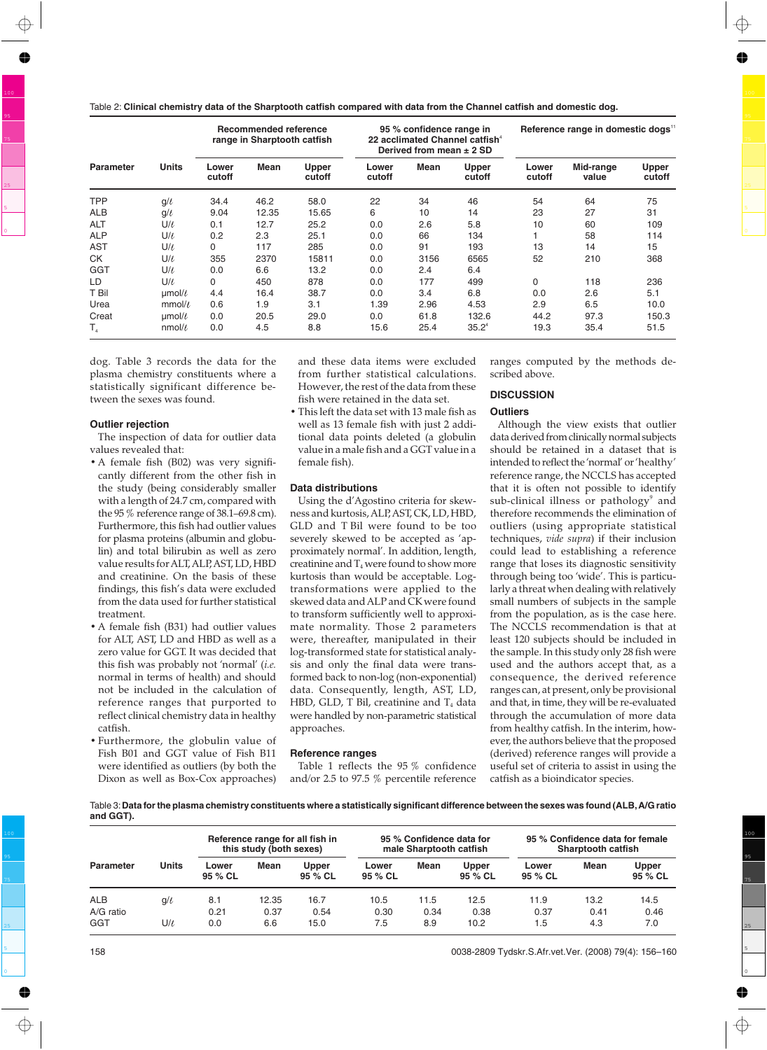Table 2: **Clinical chemistry data of the Sharptooth catfish compared with data from the Channel catfish and domestic dog.**

| Parameter | Units | Recommended reference range in Sharptooth catfish | | | 95 % confidence range in 22 acclimated Channel catfish[4] Derived from mean ± 2 SD | | | Reference range in domestic dogs[11] | | |
|---|---|---|---|---|---|---|---|---|---|---|
| | | Lower cutoff | Mean | Upper cutoff | Lower cutoff | Mean | Upper cutoff | Lower cutoff | Mid-range value | Upper cutoff |
| TPP | g/ℓ | 34.4 | 46.2 | 58.0 | 22 | 34 | 46 | 54 | 64 | 75 |
| ALB | g/ℓ | 9.04 | 12.35 | 15.65 | 6 | 10 | 14 | 23 | 27 | 31 |
| ALT | U/ℓ | 0.1 | 12.7 | 25.2 | 0.0 | 2.6 | 5.8 | 10 | 60 | 109 |
| ALP | U/ℓ | 0.2 | 2.3 | 25.1 | 0.0 | 66 | 134 | 1 | 58 | 114 |
| AST | U/ℓ | 0 | 117 | 285 | 0.0 | 91 | 193 | 13 | 14 | 15 |
| CK | U/ℓ | 355 | 2370 | 15811 | 0.0 | 3156 | 6565 | 52 | 210 | 368 |
| GGT | U/ℓ | 0.0 | 6.6 | 13.2 | 0.0 | 2.4 | 6.4 | | | |
| LD | U/ℓ | 0 | 450 | 878 | 0.0 | 177 | 499 | 0 | 118 | 236 |
| T Bil | µmol/ℓ | 4.4 | 16.4 | 38.7 | 0.0 | 3.4 | 6.8 | 0.0 | 2.6 | 5.1 |
| Urea | mmol/ℓ | 0.6 | 1.9 | 3.1 | 1.39 | 2.96 | 4.53 | 2.9 | 6.5 | 10.0 |
| Creat | µmol/ℓ | 0.0 | 20.5 | 29.0 | 0.0 | 61.8 | 132.6 | 44.2 | 97.3 | 150.3 |
| $T_4$ | nmol/ℓ | 0.0 | 4.5 | 8.8 | 15.6 | 25.4 | 35.2[4] | 19.3 | 35.4 | 51.5 |

dog. Table 3 records the data for the plasma chemistry constituents where a statistically significant difference between the sexes was found.

## Outlier rejection

The inspection of data for outlier data values revealed that:

- A female fish (B02) was very significantly different from the other fish in the study (being considerably smaller with a length of 24.7 cm, compared with the 95 % reference range of 38.1–69.8 cm). Furthermore, this fish had outlier values for plasma proteins (albumin and globulin) and total bilirubin as well as zero value results for ALT, ALP, AST, LD, HBD and creatinine. On the basis of these findings, this fish's data were excluded from the data used for further statistical treatment.
- A female fish (B31) had outlier values for ALT, AST, LD and HBD as well as a zero value for GGT. It was decided that this fish was probably not 'normal' (*i.e.* normal in terms of health) and should not be included in the calculation of reference ranges that purported to reflect clinical chemistry data in healthy catfish.
- Furthermore, the globulin value of Fish B01 and GGT value of Fish B11 were identified as outliers (by both the Dixon as well as Box-Cox approaches) and these data items were excluded from further statistical calculations. However, the rest of the data from these fish were retained in the data set.
- This left the data set with 13 male fish as well as 13 female fish with just 2 additional data points deleted (a globulin value in a male fish and a GGT value in a female fish).

## Data distributions

Using the d'Agostino criteria for skewness and kurtosis, ALP, AST, CK, LD, HBD, GLD and T Bil were found to be too severely skewed to be accepted as 'approximately normal'. In addition, length, creatinine and $T_4$ were found to show more kurtosis than would be acceptable. Log-transformations were applied to the skewed data and ALP and CK were found to transform sufficiently well to approximate normality. Those 2 parameters were, thereafter, manipulated in their log-transformed state for statistical analysis and only the final data were transformed back to non-log (non-exponential) data. Consequently, length, AST, LD, HBD, GLD, T Bil, creatinine and $T_4$ data were handled by non-parametric statistical approaches.

## Reference ranges

Table 1 reflects the 95 % confidence and/or 2.5 to 97.5 % percentile reference ranges computed by the methods described above.

# DISCUSSION

## Outliers

Although the view exists that outlier data derived from clinically normal subjects should be retained in a dataset that is intended to reflect the 'normal' or 'healthy' reference range, the NCCLS has accepted that it is often not possible to identify sub-clinical illness or pathology[9] and therefore recommends the elimination of outliers (using appropriate statistical techniques, *vide supra*) if their inclusion could lead to establishing a reference range that loses its diagnostic sensitivity through being too 'wide'. This is particularly a threat when dealing with relatively small numbers of subjects in the sample from the population, as is the case here. The NCCLS recommendation is that at least 120 subjects should be included in the sample. In this study only 28 fish were used and the authors accept that, as a consequence, the derived reference ranges can, at present, only be provisional and that, in time, they will be re-evaluated through the accumulation of more data from healthy catfish. In the interim, however, the authors believe that the proposed (derived) reference ranges will provide a useful set of criteria to assist in using the catfish as a bioindicator species.

Table 3: **Data for the plasma chemistry constituents where a statistically significant difference between the sexes was found (ALB, A/G ratio and GGT).**

| Parameter | Units | Reference range for all fish in this study (both sexes) | | | 95 % Confidence data for male Sharptooth catfish | | | 95 % Confidence data for female Sharptooth catfish | | |
|---|---|---|---|---|---|---|---|---|---|---|
| | | Lower 95 % CL | Mean | Upper 95 % CL | Lower 95 % CL | Mean | Upper 95 % CL | Lower 95 % CL | Mean | Upper 95 % CL |
| ALB | g/ℓ | 8.1 | 12.35 | 16.7 | 10.5 | 11.5 | 12.5 | 11.9 | 13.2 | 14.5 |
| A/G ratio | | 0.21 | 0.37 | 0.54 | 0.30 | 0.34 | 0.38 | 0.37 | 0.41 | 0.46 |
| GGT | U/ℓ | 0.0 | 6.6 | 15.0 | 7.5 | 8.9 | 10.2 | 1.5 | 4.3 | 7.0 |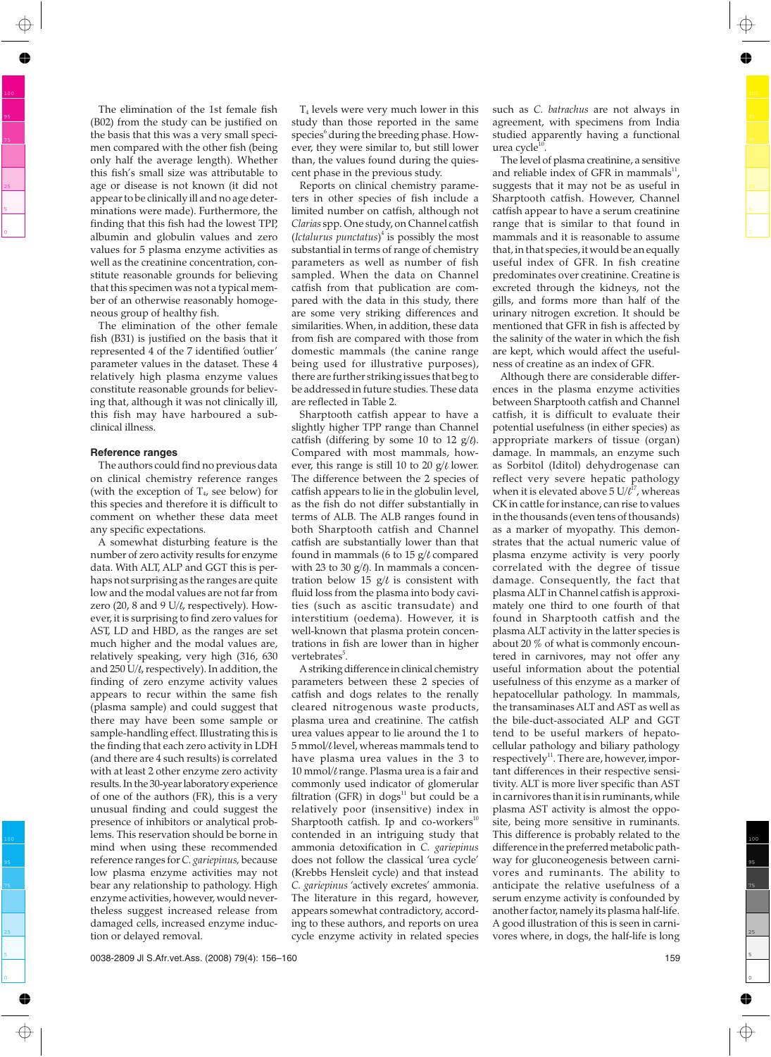The elimination of the 1st female fish (B02) from the study can be justified on the basis that this was a very small specimen compared with the other fish (being only half the average length). Whether this fish's small size was attributable to age or disease is not known (it did not appear to be clinically ill and no age determinations were made). Furthermore, the finding that this fish had the lowest TPP, albumin and globulin values and zero values for 5 plasma enzyme activities as well as the creatinine concentration, constitute reasonable grounds for believing that this specimen was not a typical member of an otherwise reasonably homogeneous group of healthy fish.

The elimination of the other female fish (B31) is justified on the basis that it represented 4 of the 7 identified 'outlier' parameter values in the dataset. These 4 relatively high plasma enzyme values constitute reasonable grounds for believing that, although it was not clinically ill, this fish may have harboured a subclinical illness.

## Reference ranges

The authors could find no previous data on clinical chemistry reference ranges (with the exception of $T_4$, see below) for this species and therefore it is difficult to comment on whether these data meet any specific expectations.

A somewhat disturbing feature is the number of zero activity results for enzyme data. With ALT, ALP and GGT this is perhaps not surprising as the ranges are quite low and the modal values are not far from zero (20, 8 and 9 U/ℓ, respectively). However, it is surprising to find zero values for AST, LD and HBD, as the ranges are set much higher and the modal values are, relatively speaking, very high (316, 630 and 250 U/ℓ, respectively). In addition, the finding of zero enzyme activity values appears to recur within the same fish (plasma sample) and could suggest that there may have been some sample or sample-handling effect. Illustrating this is the finding that each zero activity in LDH (and there are 4 such results) is correlated with at least 2 other enzyme zero activity results. In the 30-year laboratory experience of one of the authors (FR), this is a very unusual finding and could suggest the presence of inhibitors or analytical problems. This reservation should be borne in mind when using these recommended reference ranges for *C. gariepinus*, because low plasma enzyme activities may not bear any relationship to pathology. High enzyme activities, however, would nevertheless suggest increased release from damaged cells, increased enzyme induction or delayed removal.

$T_4$ levels were very much lower in this study than those reported in the same species[6] during the breeding phase. However, they were similar to, but still lower than, the values found during the quiescent phase in the previous study.

Reports on clinical chemistry parameters in other species of fish include a limited number on catfish, although not *Clarias* spp. One study, on Channel catfish (*Ictalurus punctatus*)[4] is possibly the most substantial in terms of range of chemistry parameters as well as number of fish sampled. When the data on Channel catfish from that publication are compared with the data in this study, there are some very striking differences and similarities. When, in addition, these data from fish are compared with those from domestic mammals (the canine range being used for illustrative purposes), there are further striking issues that beg to be addressed in future studies. These data are reflected in Table 2.

Sharptooth catfish appear to have a slightly higher TPP range than Channel catfish (differing by some 10 to 12 g/ℓ). Compared with most mammals, however, this range is still 10 to 20 g/ℓ lower. The difference between the 2 species of catfish appears to lie in the globulin level, as the fish do not differ substantially in terms of ALB. The ALB ranges found in both Sharptooth catfish and Channel catfish are substantially lower than that found in mammals (6 to 15 g/ℓ compared with 23 to 30 g/ℓ). In mammals a concentration below 15 g/ℓ is consistent with fluid loss from the plasma into body cavities (such as ascitic transudate) and interstitium (oedema). However, it is well-known that plasma protein concentrations in fish are lower than in higher vertebrates[5].

A striking difference in clinical chemistry parameters between these 2 species of catfish and dogs relates to the renally cleared nitrogenous waste products, plasma urea and creatinine. The catfish urea values appear to lie around the 1 to 5 mmol/ℓ level, whereas mammals tend to have plasma urea values in the 3 to 10 mmol/ℓ range. Plasma urea is a fair and commonly used indicator of glomerular filtration (GFR) in dogs[11] but could be a relatively poor (insensitive) index in Sharptooth catfish. Ip and co-workers[10] contended in an intriguing study that ammonia detoxification in *C. gariepinus* does not follow the classical 'urea cycle' (Krebbs Hensleit cycle) and that instead *C. gariepinus* 'actively excretes' ammonia. The literature in this regard, however, appears somewhat contradictory, according to these authors, and reports on urea cycle enzyme activity in related species such as *C. batrachus* are not always in agreement, with specimens from India studied apparently having a functional urea cycle[10].

The level of plasma creatinine, a sensitive and reliable index of GFR in mammals[11], suggests that it may not be as useful in Sharptooth catfish. However, Channel catfish appear to have a serum creatinine range that is similar to that found in mammals and it is reasonable to assume that, in that species, it would be an equally useful index of GFR. In fish creatine predominates over creatinine. Creatine is excreted through the kidneys, not the gills, and forms more than half of the urinary nitrogen excretion. It should be mentioned that GFR in fish is affected by the salinity of the water in which the fish are kept, which would affect the usefulness of creatine as an index of GFR.

Although there are considerable differences in the plasma enzyme activities between Sharptooth catfish and Channel catfish, it is difficult to evaluate their potential usefulness (in either species) as appropriate markers of tissue (organ) damage. In mammals, an enzyme such as Sorbitol (Iditol) dehydrogenase can reflect very severe hepatic pathology when it is elevated above 5 U/ℓ[17], whereas CK in cattle for instance, can rise to values in the thousands (even tens of thousands) as a marker of myopathy. This demonstrates that the actual numeric value of plasma enzyme activity is very poorly correlated with the degree of tissue damage. Consequently, the fact that plasma ALT in Channel catfish is approximately one third to one fourth of that found in Sharptooth catfish and the plasma ALT activity in the latter species is about 20 % of what is commonly encountered in carnivores, may not offer any useful information about the potential usefulness of this enzyme as a marker of hepatocellular pathology. In mammals, the transaminases ALT and AST as well as the bile-duct-associated ALP and GGT tend to be useful markers of hepatocellular pathology and biliary pathology respectively[11]. There are, however, important differences in their respective sensitivity. ALT is more liver specific than AST in carnivores than it is in ruminants, while plasma AST activity is almost the opposite, being more sensitive in ruminants. This difference is probably related to the difference in the preferred metabolic pathway for gluconeogenesis between carnivores and ruminants. The ability to anticipate the relative usefulness of a serum enzyme activity is confounded by another factor, namely its plasma half-life. A good illustration of this is seen in carnivores where, in dogs, the half-life is long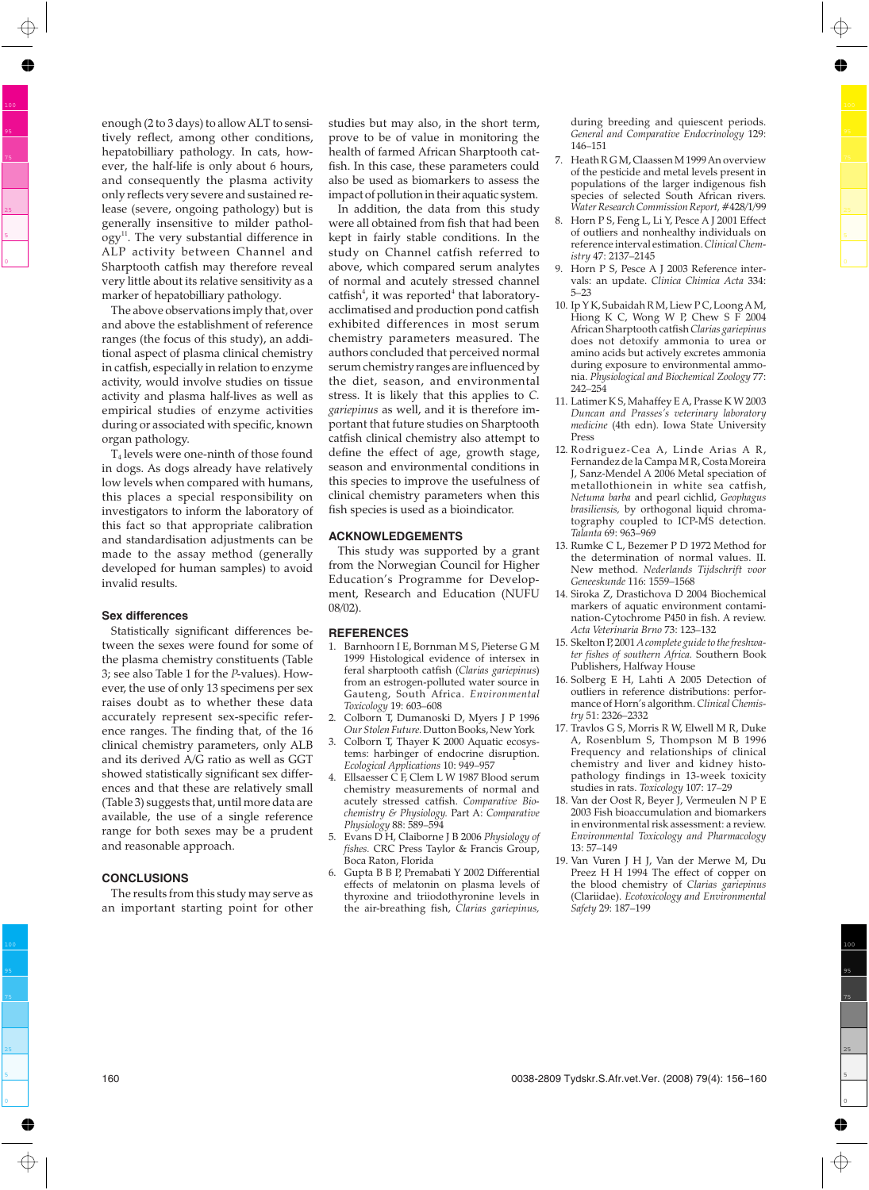enough (2 to 3 days) to allow ALT to sensitively reflect, among other conditions, hepatobilliary pathology. In cats, however, the half-life is only about 6 hours, and consequently the plasma activity only reflects very severe and sustained release (severe, ongoing pathology) but is generally insensitive to milder pathology[11]. The very substantial difference in ALP activity between Channel and Sharptooth catfish may therefore reveal very little about its relative sensitivity as a marker of hepatobilliary pathology.

The above observations imply that, over and above the establishment of reference ranges (the focus of this study), an additional aspect of plasma clinical chemistry in catfish, especially in relation to enzyme activity, would involve studies on tissue activity and plasma half-lives as well as empirical studies of enzyme activities during or associated with specific, known organ pathology.

$T_4$ levels were one-ninth of those found in dogs. As dogs already have relatively low levels when compared with humans, this places a special responsibility on investigators to inform the laboratory of this fact so that appropriate calibration and standardisation adjustments can be made to the assay method (generally developed for human samples) to avoid invalid results.

## Sex differences

Statistically significant differences between the sexes were found for some of the plasma chemistry constituents (Table 3; see also Table 1 for the *P*-values). However, the use of only 13 specimens per sex raises doubt as to whether these data accurately represent sex-specific reference ranges. The finding that, of the 16 clinical chemistry parameters, only ALB and its derived A/G ratio as well as GGT showed statistically significant sex differences and that these are relatively small (Table 3) suggests that, until more data are available, the use of a single reference range for both sexes may be a prudent and reasonable approach.

## CONCLUSIONS

The results from this study may serve as an important starting point for other studies but may also, in the short term, prove to be of value in monitoring the health of farmed African Sharptooth catfish. In this case, these parameters could also be used as biomarkers to assess the impact of pollution in their aquatic system.

In addition, the data from this study were all obtained from fish that had been kept in fairly stable conditions. In the study on Channel catfish referred to above, which compared serum analytes of normal and acutely stressed channel catfish[4], it was reported[4] that laboratory-acclimatised and production pond catfish exhibited differences in most serum chemistry parameters measured. The authors concluded that perceived normal serum chemistry ranges are influenced by the diet, season, and environmental stress. It is likely that this applies to *C. gariepinus* as well, and it is therefore important that future studies on Sharptooth catfish clinical chemistry also attempt to define the effect of age, growth stage, season and environmental conditions in this species to improve the usefulness of clinical chemistry parameters when this fish species is used as a bioindicator.

## ACKNOWLEDGEMENTS

This study was supported by a grant from the Norwegian Council for Higher Education's Programme for Development, Research and Education (NUFU 08/02).

## REFERENCES

1. Barnhoorn I E, Bornman M S, Pieterse G M 1999 Histological evidence of intersex in feral sharptooth catfish (*Clarias gariepinus*) from an estrogen-polluted water source in Gauteng, South Africa. *Environmental Toxicology* 19: 603–608
2. Colborn T, Dumanoski D, Myers J P 1996 *Our Stolen Future*. Dutton Books, New York
3. Colborn T, Thayer K 2000 Aquatic ecosystems: harbinger of endocrine disruption. *Ecological Applications* 10: 949–957
4. Ellsaesser C F, Clem L W 1987 Blood serum chemistry measurements of normal and acutely stressed catfish. *Comparative Biochemistry & Physiology*. Part A: *Comparative Physiology* 88: 589–594
5. Evans D H, Claiborne J B 2006 *Physiology of fishes*. CRC Press Taylor & Francis Group, Boca Raton, Florida
6. Gupta B B P, Premabati Y 2002 Differential effects of melatonin on plasma levels of thyroxine and triiodothyronine levels in the air-breathing fish, *Clarias gariepinus*, during breeding and quiescent periods. *General and Comparative Endocrinology* 129: 146–151
7. Heath R G M, Claassen M 1999 An overview of the pesticide and metal levels present in populations of the larger indigenous fish species of selected South African rivers. *Water Research Commission Report*, #428/1/99
8. Horn P S, Feng L, Li Y, Pesce A J 2001 Effect of outliers and nonhealthy individuals on reference interval estimation. *Clinical Chemistry* 47: 2137–2145
9. Horn P S, Pesce A J 2003 Reference intervals: an update. *Clinica Chimica Acta* 334: 5–23
10. Ip Y K, Subaidah R M, Liew P C, Loong A M, Hiong K C, Wong W P, Chew S F 2004 African Sharptooth catfish *Clarias gariepinus* does not detoxify ammonia to urea or amino acids but actively excretes ammonia during exposure to environmental ammonia. *Physiological and Biochemical Zoology* 77: 242–254
11. Latimer K S, Mahaffey E A, Prasse K W 2003 *Duncan and Prasses's veterinary laboratory medicine* (4th edn). Iowa State University Press
12. Rodriguez-Cea A, Linde Arias A R, Fernandez de la Campa M R, Costa Moreira J, Sanz-Mendel A 2006 Metal speciation of metallothionein in white sea catfish, *Netuma barba* and pearl cichlid, *Geophagus brasiliensis*, by orthogonal liquid chromatography coupled to ICP-MS detection. *Talanta* 69: 963–969
13. Rumke C L, Bezemer P D 1972 Method for the determination of normal values. II. New method. *Nederlands Tijdschrift voor Geneeskunde* 116: 1559–1568
14. Siroka Z, Drastichova D 2004 Biochemical markers of aquatic environment contamination-Cytochrome P450 in fish. A review. *Acta Veterinaria Brno* 73: 123–132
15. Skelton P, 2001 *A complete guide to the freshwater fishes of southern Africa*. Southern Book Publishers, Halfway House
16. Solberg E H, Lahti A 2005 Detection of outliers in reference distributions: performance of Horn's algorithm. *Clinical Chemistry* 51: 2326–2332
17. Travlos G S, Morris R W, Elwell M R, Duke A, Rosenblum S, Thompson M B 1996 Frequency and relationships of clinical chemistry and liver and kidney histopathology findings in 13-week toxicity studies in rats. *Toxicology* 107: 17–29
18. Van der Oost R, Beyer J, Vermeulen N P E 2003 Fish bioaccumulation and biomarkers in environmental risk assessment: a review. *Environmental Toxicology and Pharmacology* 13: 57–149
19. Van Vuren J H J, Van der Merwe M, Du Preez H H 1994 The effect of copper on the blood chemistry of *Clarias gariepinus* (Clariidae). *Ecotoxicology and Environmental Safety* 29: 187–199